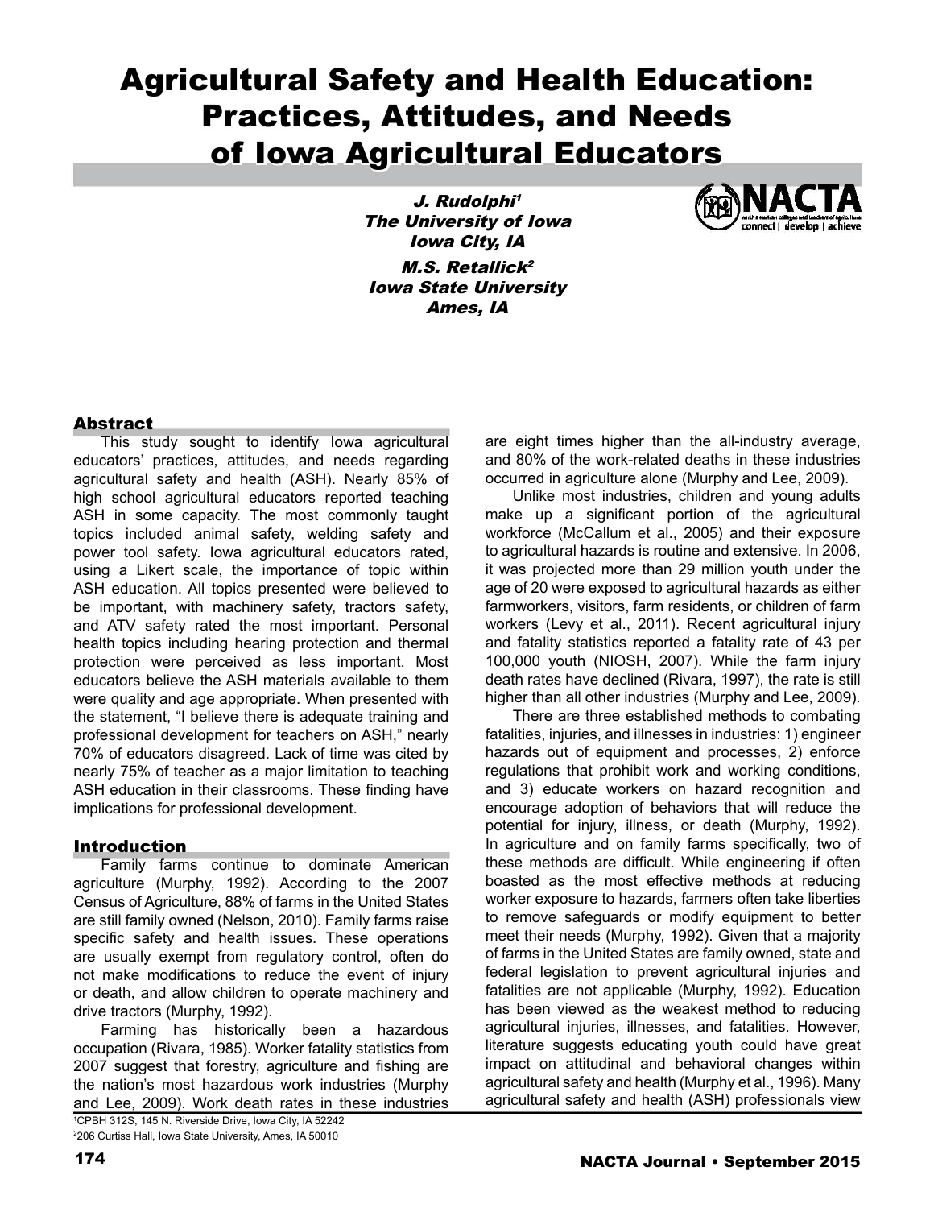# Agricultural Safety and Health Education: Practices, Attitudes, and Needs of Iowa Agricultural Educators

*J. Rudolphi*[1]
*The University of Iowa*
*Iowa City, IA*

*M.S. Retallick*[2]
*Iowa State University*
*Ames, IA*

## Abstract

This study sought to identify Iowa agricultural educators' practices, attitudes, and needs regarding agricultural safety and health (ASH). Nearly 85% of high school agricultural educators reported teaching ASH in some capacity. The most commonly taught topics included animal safety, welding safety and power tool safety. Iowa agricultural educators rated, using a Likert scale, the importance of topic within ASH education. All topics presented were believed to be important, with machinery safety, tractors safety, and ATV safety rated the most important. Personal health topics including hearing protection and thermal protection were perceived as less important. Most educators believe the ASH materials available to them were quality and age appropriate. When presented with the statement, "I believe there is adequate training and professional development for teachers on ASH," nearly 70% of educators disagreed. Lack of time was cited by nearly 75% of teacher as a major limitation to teaching ASH education in their classrooms. These finding have implications for professional development.

## Introduction

Family farms continue to dominate American agriculture (Murphy, 1992). According to the 2007 Census of Agriculture, 88% of farms in the United States are still family owned (Nelson, 2010). Family farms raise specific safety and health issues. These operations are usually exempt from regulatory control, often do not make modifications to reduce the event of injury or death, and allow children to operate machinery and drive tractors (Murphy, 1992).

Farming has historically been a hazardous occupation (Rivara, 1985). Worker fatality statistics from 2007 suggest that forestry, agriculture and fishing are the nation's most hazardous work industries (Murphy and Lee, 2009). Work death rates in these industries are eight times higher than the all-industry average, and 80% of the work-related deaths in these industries occurred in agriculture alone (Murphy and Lee, 2009).

Unlike most industries, children and young adults make up a significant portion of the agricultural workforce (McCallum et al., 2005) and their exposure to agricultural hazards is routine and extensive. In 2006, it was projected more than 29 million youth under the age of 20 were exposed to agricultural hazards as either farmworkers, visitors, farm residents, or children of farm workers (Levy et al., 2011). Recent agricultural injury and fatality statistics reported a fatality rate of 43 per 100,000 youth (NIOSH, 2007). While the farm injury death rates have declined (Rivara, 1997), the rate is still higher than all other industries (Murphy and Lee, 2009).

There are three established methods to combating fatalities, injuries, and illnesses in industries: 1) engineer hazards out of equipment and processes, 2) enforce regulations that prohibit work and working conditions, and 3) educate workers on hazard recognition and encourage adoption of behaviors that will reduce the potential for injury, illness, or death (Murphy, 1992). In agriculture and on family farms specifically, two of these methods are difficult. While engineering if often boasted as the most effective methods at reducing worker exposure to hazards, farmers often take liberties to remove safeguards or modify equipment to better meet their needs (Murphy, 1992). Given that a majority of farms in the United States are family owned, state and federal legislation to prevent agricultural injuries and fatalities are not applicable (Murphy, 1992). Education has been viewed as the weakest method to reducing agricultural injuries, illnesses, and fatalities. However, literature suggests educating youth could have great impact on attitudinal and behavioral changes within agricultural safety and health (Murphy et al., 1996). Many agricultural safety and health (ASH) professionals view

[1]CPBH 312S, 145 N. Riverside Drive, Iowa City, IA 52242
[2]206 Curtiss Hall, Iowa State University, Ames, IA 50010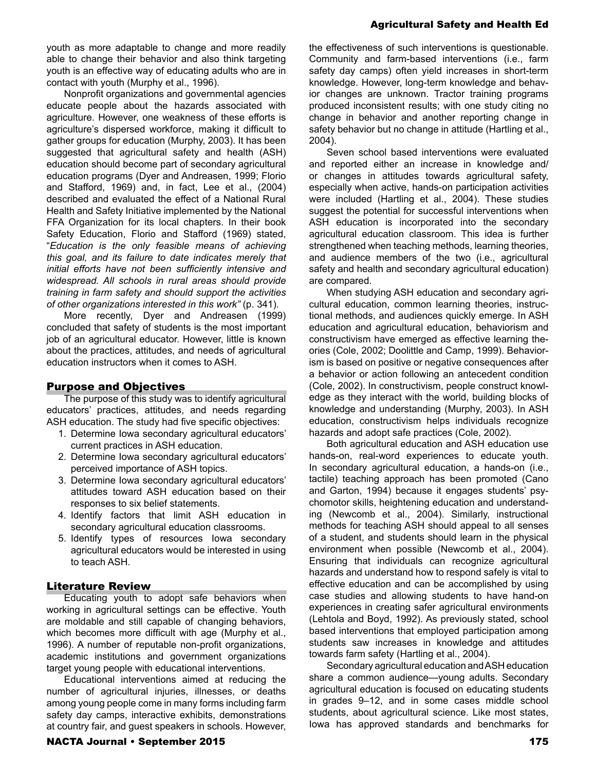youth as more adaptable to change and more readily able to change their behavior and also think targeting youth is an effective way of educating adults who are in contact with youth (Murphy et al., 1996).

Nonprofit organizations and governmental agencies educate people about the hazards associated with agriculture. However, one weakness of these efforts is agriculture's dispersed workforce, making it difficult to gather groups for education (Murphy, 2003). It has been suggested that agricultural safety and health (ASH) education should become part of secondary agricultural education programs (Dyer and Andreasen, 1999; Florio and Stafford, 1969) and, in fact, Lee et al., (2004) described and evaluated the effect of a National Rural Health and Safety Initiative implemented by the National FFA Organization for its local chapters. In their book Safety Education, Florio and Stafford (1969) stated, "*Education is the only feasible means of achieving this goal, and its failure to date indicates merely that initial efforts have not been sufficiently intensive and widespread. All schools in rural areas should provide training in farm safety and should support the activities of other organizations interested in this work"* (p. 341).

More recently, Dyer and Andreasen (1999) concluded that safety of students is the most important job of an agricultural educator. However, little is known about the practices, attitudes, and needs of agricultural education instructors when it comes to ASH.

## Purpose and Objectives

The purpose of this study was to identify agricultural educators' practices, attitudes, and needs regarding ASH education. The study had five specific objectives:

1. Determine Iowa secondary agricultural educators' current practices in ASH education.
2. Determine Iowa secondary agricultural educators' perceived importance of ASH topics.
3. Determine Iowa secondary agricultural educators' attitudes toward ASH education based on their responses to six belief statements.
4. Identify factors that limit ASH education in secondary agricultural education classrooms.
5. Identify types of resources Iowa secondary agricultural educators would be interested in using to teach ASH.

## Literature Review

Educating youth to adopt safe behaviors when working in agricultural settings can be effective. Youth are moldable and still capable of changing behaviors, which becomes more difficult with age (Murphy et al., 1996). A number of reputable non-profit organizations, academic institutions and government organizations target young people with educational interventions.

Educational interventions aimed at reducing the number of agricultural injuries, illnesses, or deaths among young people come in many forms including farm safety day camps, interactive exhibits, demonstrations at country fair, and guest speakers in schools. However, the effectiveness of such interventions is questionable. Community and farm-based interventions (i.e., farm safety day camps) often yield increases in short-term knowledge. However, long-term knowledge and behavior changes are unknown. Tractor training programs produced inconsistent results; with one study citing no change in behavior and another reporting change in safety behavior but no change in attitude (Hartling et al., 2004).

Seven school based interventions were evaluated and reported either an increase in knowledge and/or changes in attitudes towards agricultural safety, especially when active, hands-on participation activities were included (Hartling et al., 2004). These studies suggest the potential for successful interventions when ASH education is incorporated into the secondary agricultural education classroom. This idea is further strengthened when teaching methods, learning theories, and audience members of the two (i.e., agricultural safety and health and secondary agricultural education) are compared.

When studying ASH education and secondary agricultural education, common learning theories, instructional methods, and audiences quickly emerge. In ASH education and agricultural education, behaviorism and constructivism have emerged as effective learning theories (Cole, 2002; Doolittle and Camp, 1999). Behaviorism is based on positive or negative consequences after a behavior or action following an antecedent condition (Cole, 2002). In constructivism, people construct knowledge as they interact with the world, building blocks of knowledge and understanding (Murphy, 2003). In ASH education, constructivism helps individuals recognize hazards and adopt safe practices (Cole, 2002).

Both agricultural education and ASH education use hands-on, real-word experiences to educate youth. In secondary agricultural education, a hands-on (i.e., tactile) teaching approach has been promoted (Cano and Garton, 1994) because it engages students' psychomotor skills, heightening education and understanding (Newcomb et al., 2004). Similarly, instructional methods for teaching ASH should appeal to all senses of a student, and students should learn in the physical environment when possible (Newcomb et al., 2004). Ensuring that individuals can recognize agricultural hazards and understand how to respond safely is vital to effective education and can be accomplished by using case studies and allowing students to have hand-on experiences in creating safer agricultural environments (Lehtola and Boyd, 1992). As previously stated, school based interventions that employed participation among students saw increases in knowledge and attitudes towards farm safety (Hartling et al., 2004).

Secondary agricultural education and ASH education share a common audience—young adults. Secondary agricultural education is focused on educating students in grades 9–12, and in some cases middle school students, about agricultural science. Like most states, Iowa has approved standards and benchmarks for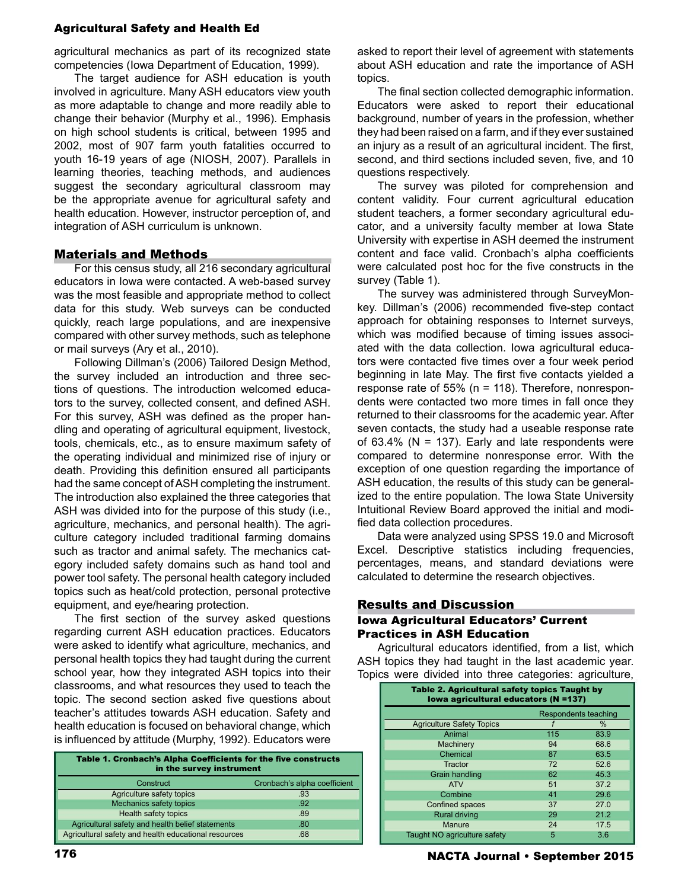agricultural mechanics as part of its recognized state competencies (Iowa Department of Education, 1999).

The target audience for ASH education is youth involved in agriculture. Many ASH educators view youth as more adaptable to change and more readily able to change their behavior (Murphy et al., 1996). Emphasis on high school students is critical, between 1995 and 2002, most of 907 farm youth fatalities occurred to youth 16-19 years of age (NIOSH, 2007). Parallels in learning theories, teaching methods, and audiences suggest the secondary agricultural classroom may be the appropriate avenue for agricultural safety and health education. However, instructor perception of, and integration of ASH curriculum is unknown.

## Materials and Methods

For this census study, all 216 secondary agricultural educators in Iowa were contacted. A web-based survey was the most feasible and appropriate method to collect data for this study. Web surveys can be conducted quickly, reach large populations, and are inexpensive compared with other survey methods, such as telephone or mail surveys (Ary et al., 2010).

Following Dillman's (2006) Tailored Design Method, the survey included an introduction and three sections of questions. The introduction welcomed educators to the survey, collected consent, and defined ASH. For this survey, ASH was defined as the proper handling and operating of agricultural equipment, livestock, tools, chemicals, etc., as to ensure maximum safety of the operating individual and minimized rise of injury or death. Providing this definition ensured all participants had the same concept of ASH completing the instrument. The introduction also explained the three categories that ASH was divided into for the purpose of this study (i.e., agriculture, mechanics, and personal health). The agriculture category included traditional farming domains such as tractor and animal safety. The mechanics category included safety domains such as hand tool and power tool safety. The personal health category included topics such as heat/cold protection, personal protective equipment, and eye/hearing protection.

The first section of the survey asked questions regarding current ASH education practices. Educators were asked to identify what agriculture, mechanics, and personal health topics they had taught during the current school year, how they integrated ASH topics into their classrooms, and what resources they used to teach the topic. The second section asked five questions about teacher's attitudes towards ASH education. Safety and health education is focused on behavioral change, which is influenced by attitude (Murphy, 1992). Educators were asked to report their level of agreement with statements about ASH education and rate the importance of ASH topics.

The final section collected demographic information. Educators were asked to report their educational background, number of years in the profession, whether they had been raised on a farm, and if they ever sustained an injury as a result of an agricultural incident. The first, second, and third sections included seven, five, and 10 questions respectively.

The survey was piloted for comprehension and content validity. Four current agricultural education student teachers, a former secondary agricultural educator, and a university faculty member at Iowa State University with expertise in ASH deemed the instrument content and face valid. Cronbach's alpha coefficients were calculated post hoc for the five constructs in the survey (Table 1).

**Table 1. Cronbach's Alpha Coefficients for the five constructs in the survey instrument**

| Construct | Cronbach's alpha coefficient |
|---|---|
| Agriculture safety topics | .93 |
| Mechanics safety topics | .92 |
| Health safety topics | .89 |
| Agricultural safety and health belief statements | .80 |
| Agricultural safety and health educational resources | .68 |

The survey was administered through SurveyMonkey. Dillman's (2006) recommended five-step contact approach for obtaining responses to Internet surveys, which was modified because of timing issues associated with the data collection. Iowa agricultural educators were contacted five times over a four week period beginning in late May. The first five contacts yielded a response rate of 55% (n = 118). Therefore, nonrespondents were contacted two more times in fall once they returned to their classrooms for the academic year. After seven contacts, the study had a useable response rate of 63.4% (N = 137). Early and late respondents were compared to determine nonresponse error. With the exception of one question regarding the importance of ASH education, the results of this study can be generalized to the entire population. The Iowa State University Intuitional Review Board approved the initial and modified data collection procedures.

Data were analyzed using SPSS 19.0 and Microsoft Excel. Descriptive statistics including frequencies, percentages, means, and standard deviations were calculated to determine the research objectives.

## Results and Discussion

### Iowa Agricultural Educators' Current Practices in ASH Education

Agricultural educators identified, from a list, which ASH topics they had taught in the last academic year. Topics were divided into three categories: agriculture,

**Table 2. Agricultural safety topics Taught by Iowa agricultural educators (N =137)**

| | Respondents teaching | |
|---|---|---|
| Agriculture Safety Topics | *f* | % |
| Animal | 115 | 83.9 |
| Machinery | 94 | 68.6 |
| Chemical | 87 | 63.5 |
| Tractor | 72 | 52.6 |
| Grain handling | 62 | 45.3 |
| ATV | 51 | 37.2 |
| Combine | 41 | 29.6 |
| Confined spaces | 37 | 27.0 |
| Rural driving | 29 | 21.2 |
| Manure | 24 | 17.5 |
| Taught NO agriculture safety | 5 | 3.6 |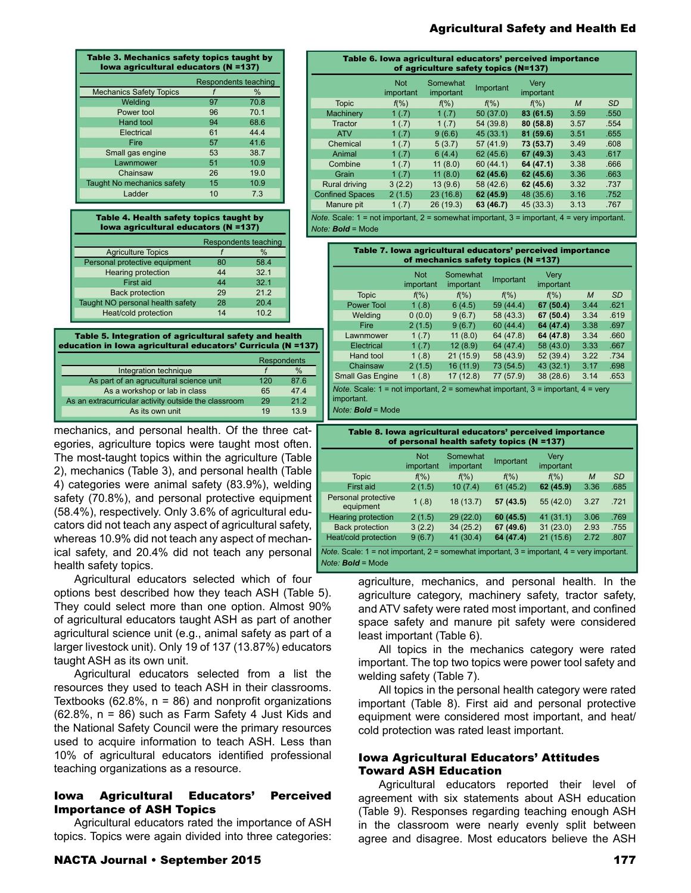**Table 3. Mechanics safety topics taught by Iowa agricultural educators (N =137)**

| | Respondents teaching | |
|---|---|---|
| Mechanics Safety Topics | f | % |
| Welding | 97 | 70.8 |
| Power tool | 96 | 70.1 |
| Hand tool | 94 | 68.6 |
| Electrical | 61 | 44.4 |
| Fire | 57 | 41.6 |
| Small gas engine | 53 | 38.7 |
| Lawnmower | 51 | 10.9 |
| Chainsaw | 26 | 19.0 |
| Taught No mechanics safety | 15 | 10.9 |
| Ladder | 10 | 7.3 |

**Table 4. Health safety topics taught by Iowa agricultural educators (N =137)**

| | Respondents teaching | |
|---|---|---|
| Agriculture Topics | f | % |
| Personal protective equipment | 80 | 58.4 |
| Hearing protection | 44 | 32.1 |
| First aid | 44 | 32.1 |
| Back protection | 29 | 21.2 |
| Taught NO personal health safety | 28 | 20.4 |
| Heat/cold protection | 14 | 10.2 |

**Table 5. Integration of agricultural safety and health education in Iowa agricultural educators' Curricula (N =137)**

| | Respondents | |
|---|---|---|
| Integration technique | f | % |
| As part of an agrucultural science unit | 120 | 87.6 |
| As a workshop or lab in class | 65 | 47.4 |
| As an extracurricular activity outside the classroom | 29 | 21.2 |
| As its own unit | 19 | 13.9 |

mechanics, and personal health. Of the three categories, agriculture topics were taught most often. The most-taught topics within the agriculture (Table 2), mechanics (Table 3), and personal health (Table 4) categories were animal safety (83.9%), welding safety (70.8%), and personal protective equipment (58.4%), respectively. Only 3.6% of agricultural educators did not teach any aspect of agricultural safety, whereas 10.9% did not teach any aspect of mechanical safety, and 20.4% did not teach any personal health safety topics.

Agricultural educators selected which of four options best described how they teach ASH (Table 5). They could select more than one option. Almost 90% of agricultural educators taught ASH as part of another agricultural science unit (e.g., animal safety as part of a larger livestock unit). Only 19 of 137 (13.87%) educators taught ASH as its own unit.

Agricultural educators selected from a list the resources they used to teach ASH in their classrooms. Textbooks (62.8%, n = 86) and nonprofit organizations (62.8%, n = 86) such as Farm Safety 4 Just Kids and the National Safety Council were the primary resources used to acquire information to teach ASH. Less than 10% of agricultural educators identified professional teaching organizations as a resource.

## Iowa Agricultural Educators' Perceived Importance of ASH Topics

Agricultural educators rated the importance of ASH topics. Topics were again divided into three categories: agriculture, mechanics, and personal health. In the agriculture category, machinery safety, tractor safety, and ATV safety were rated most important, and confined space safety and manure pit safety were considered least important (Table 6).

All topics in the mechanics category were rated important. The top two topics were power tool safety and welding safety (Table 7).

All topics in the personal health category were rated important (Table 8). First aid and personal protective equipment were considered most important, and heat/cold protection was rated least important.

**Table 6. Iowa agricultural educators' perceived importance of agriculture safety topics (N=137)**

| | Not important | Somewhat important | Important | Very important | | |
|---|---|---|---|---|---|---|
| Topic | f(%) | f(%) | f(%) | f(%) | M | SD |
| Machinery | 1 (.7) | 1 (.7) | 50 (37.0) | **83 (61.5)** | 3.59 | .550 |
| Tractor | 1 (.7) | 1 (.7) | 54 (39.8) | **80 (58.8)** | 3.57 | .554 |
| ATV | 1 (.7) | 9 (6.6) | 45 (33.1) | **81 (59.6)** | 3.51 | .655 |
| Chemical | 1 (.7) | 5 (3.7) | 57 (41.9) | **73 (53.7)** | 3.49 | .608 |
| Animal | 1 (.7) | 6 (4.4) | 62 (45.6) | **67 (49.3)** | 3.43 | .617 |
| Combine | 1 (.7) | 11 (8.0) | 60 (44.1) | **64 (47.1)** | 3.38 | .666 |
| Grain | 1 (.7) | 11 (8.0) | **62 (45.6)** | **62 (45.6)** | 3.36 | .663 |
| Rural driving | 3 (2.2) | 13 (9.6) | 58 (42.6) | **62 (45.6)** | 3.32 | .737 |
| Confined Spaces | 2 (1.5) | 23 (16.8) | **62 (45.9)** | 48 (35.6) | 3.16 | .752 |
| Manure pit | 1 (.7) | 26 (19.3) | **63 (46.7)** | 45 (33.3) | 3.13 | .767 |

*Note.* Scale: 1 = not important, 2 = somewhat important, 3 = important, 4 = very important.
*Note:* ***Bold*** = Mode

**Table 7. Iowa agricultural educators' perceived importance of mechanics safety topics (N =137)**

| | Not important | Somewhat important | Important | Very important | | |
|---|---|---|---|---|---|---|
| Topic | f(%) | f(%) | f(%) | f(%) | M | SD |
| Power Tool | 1 (.8) | 6 (4.5) | 59 (44.4) | **67 (50.4)** | 3.44 | .621 |
| Welding | 0 (0.0) | 9 (6.7) | 58 (43.3) | **67 (50.4)** | 3.34 | .619 |
| Fire | 2 (1.5) | 9 (6.7) | 60 (44.4) | **64 (47.4)** | 3.38 | .697 |
| Lawnmower | 1 (.7) | 11 (8.0) | 64 (47.8) | **64 (47.8)** | 3.34 | .660 |
| Electrical | 1 (.7) | 12 (8.9) | **64 (47.4)** | 58 (43.0) | 3.33 | .667 |
| Hand tool | 1 (.8) | 21 (15.9) | **58 (43.9)** | 52 (39.4) | 3.22 | .734 |
| Chainsaw | 2 (1.5) | 16 (11.9) | **73 (54.5)** | 43 (32.1) | 3.17 | .698 |
| Small Gas Engine | 1 (.8) | 17 (12.8) | **77 (57.9)** | 38 (28.6) | 3.14 | .653 |

*Note.* Scale: 1 = not important, 2 = somewhat important, 3 = important, 4 = very important.
*Note:* ***Bold*** = Mode

**Table 8. Iowa agricultural educators' perceived importance of personal health safety topics (N =137)**

| | Not important | Somewhat important | Important | Very important | | |
|---|---|---|---|---|---|---|
| Topic | f(%) | f(%) | f(%) | f(%) | M | SD |
| First aid | 2 (1.5) | 10 (7.4) | 61 (45.2) | **62 (45.9)** | 3.36 | .685 |
| Personal protective equipment | 1 (.8) | 18 (13.7) | **57 (43.5)** | 55 (42.0) | 3.27 | .721 |
| Hearing protection | 2 (1.5) | 29 (22.0) | **60 (45.5)** | 41 (31.1) | 3.06 | .769 |
| Back protection | 3 (2.2) | 34 (25.2) | **67 (49.6)** | 31 (23.0) | 2.93 | .755 |
| Heat/cold protection | 9 (6.7) | 41 (30.4) | **64 (47.4)** | 21 (15.6) | 2.72 | .807 |

*Note.* Scale: 1 = not important, 2 = somewhat important, 3 = important, 4 = very important.
*Note:* ***Bold*** = Mode

## Iowa Agricultural Educators' Attitudes Toward ASH Education

Agricultural educators reported their level of agreement with six statements about ASH education (Table 9). Responses regarding teaching enough ASH in the classroom were nearly evenly split between agree and disagree. Most educators believe the ASH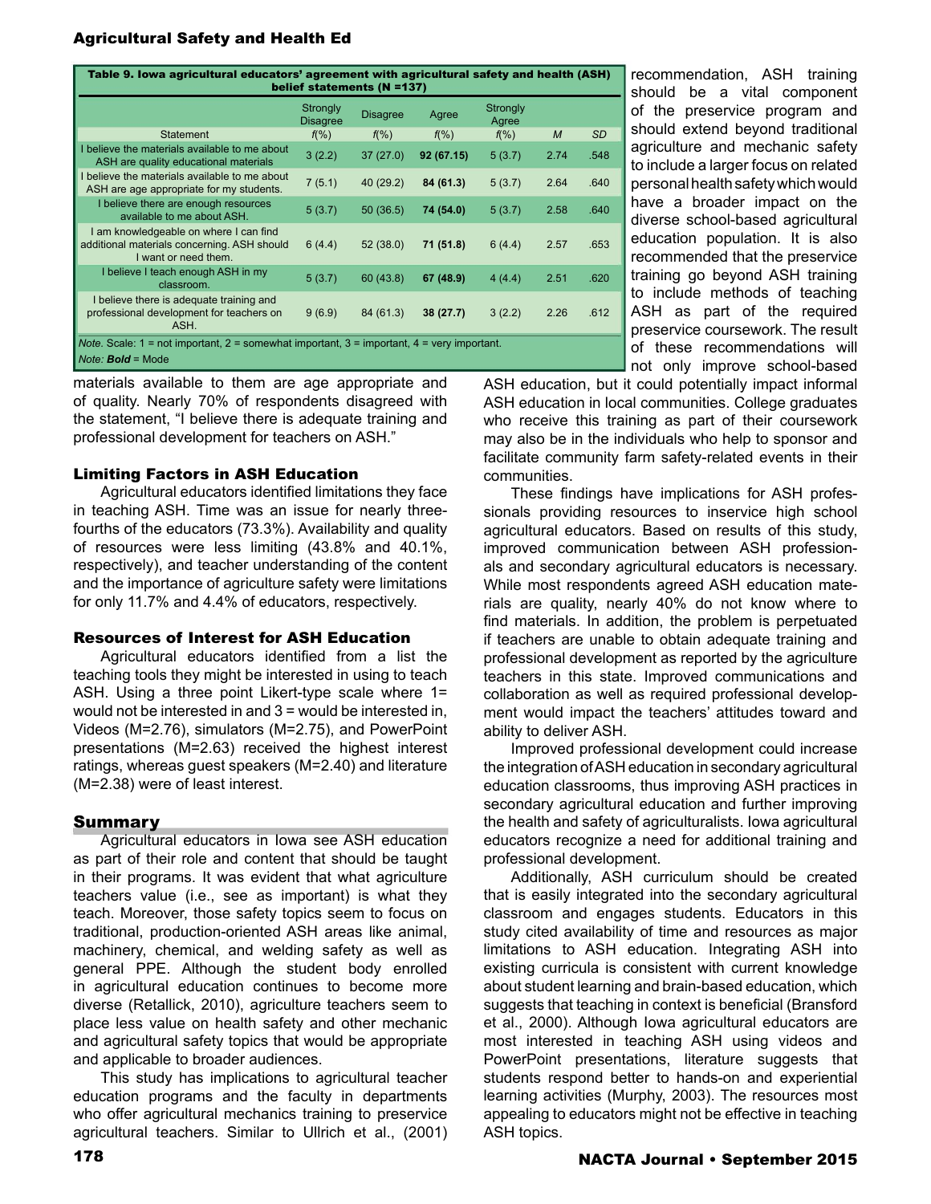Table 9. Iowa agricultural educators' agreement with agricultural safety and health (ASH) belief statements (N =137)

| Statement | Strongly Disagree f(%) | Disagree f(%) | Agree f(%) | Strongly Agree f(%) | M | SD |
|---|---|---|---|---|---|---|
| I believe the materials available to me about ASH are quality educational materials | 3 (2.2) | 37 (27.0) | **92 (67.15)** | 5 (3.7) | 2.74 | .548 |
| I believe the materials available to me about ASH are age appropriate for my students. | 7 (5.1) | 40 (29.2) | **84 (61.3)** | 5 (3.7) | 2.64 | .640 |
| I believe there are enough resources available to me about ASH. | 5 (3.7) | 50 (36.5) | **74 (54.0)** | 5 (3.7) | 2.58 | .640 |
| I am knowledgeable on where I can find additional materials concerning. ASH should I want or need them. | 6 (4.4) | 52 (38.0) | **71 (51.8)** | 6 (4.4) | 2.57 | .653 |
| I believe I teach enough ASH in my classroom. | 5 (3.7) | 60 (43.8) | **67 (48.9)** | 4 (4.4) | 2.51 | .620 |
| I believe there is adequate training and professional development for teachers on ASH. | 9 (6.9) | 84 (61.3) | **38 (27.7)** | 3 (2.2) | 2.26 | .612 |

*Note*. Scale: 1 = not important, 2 = somewhat important, 3 = important, 4 = very important.
*Note*: ***Bold*** = Mode

materials available to them are age appropriate and of quality. Nearly 70% of respondents disagreed with the statement, "I believe there is adequate training and professional development for teachers on ASH."

## Limiting Factors in ASH Education

Agricultural educators identified limitations they face in teaching ASH. Time was an issue for nearly three-fourths of the educators (73.3%). Availability and quality of resources were less limiting (43.8% and 40.1%, respectively), and teacher understanding of the content and the importance of agriculture safety were limitations for only 11.7% and 4.4% of educators, respectively.

## Resources of Interest for ASH Education

Agricultural educators identified from a list the teaching tools they might be interested in using to teach ASH. Using a three point Likert-type scale where 1= would not be interested in and 3 = would be interested in, Videos (M=2.76), simulators (M=2.75), and PowerPoint presentations (M=2.63) received the highest interest ratings, whereas guest speakers (M=2.40) and literature (M=2.38) were of least interest.

## Summary

Agricultural educators in Iowa see ASH education as part of their role and content that should be taught in their programs. It was evident that what agriculture teachers value (i.e., see as important) is what they teach. Moreover, those safety topics seem to focus on traditional, production-oriented ASH areas like animal, machinery, chemical, and welding safety as well as general PPE. Although the student body enrolled in agricultural education continues to become more diverse (Retallick, 2010), agriculture teachers seem to place less value on health safety and other mechanic and agricultural safety topics that would be appropriate and applicable to broader audiences.

This study has implications to agricultural teacher education programs and the faculty in departments who offer agricultural mechanics training to preservice agricultural teachers. Similar to Ullrich et al., (2001) recommendation, ASH training should be a vital component of the preservice program and should extend beyond traditional agriculture and mechanic safety to include a larger focus on related personal health safety which would have a broader impact on the diverse school-based agricultural education population. It is also recommended that the preservice training go beyond ASH training to include methods of teaching ASH as part of the required preservice coursework. The result of these recommendations will not only improve school-based ASH education, but it could potentially impact informal ASH education in local communities. College graduates who receive this training as part of their coursework may also be in the individuals who help to sponsor and facilitate community farm safety-related events in their communities.

These findings have implications for ASH professionals providing resources to inservice high school agricultural educators. Based on results of this study, improved communication between ASH professionals and secondary agricultural educators is necessary. While most respondents agreed ASH education materials are quality, nearly 40% do not know where to find materials. In addition, the problem is perpetuated if teachers are unable to obtain adequate training and professional development as reported by the agriculture teachers in this state. Improved communications and collaboration as well as required professional development would impact the teachers' attitudes toward and ability to deliver ASH.

Improved professional development could increase the integration of ASH education in secondary agricultural education classrooms, thus improving ASH practices in secondary agricultural education and further improving the health and safety of agriculturalists. Iowa agricultural educators recognize a need for additional training and professional development.

Additionally, ASH curriculum should be created that is easily integrated into the secondary agricultural classroom and engages students. Educators in this study cited availability of time and resources as major limitations to ASH education. Integrating ASH into existing curricula is consistent with current knowledge about student learning and brain-based education, which suggests that teaching in context is beneficial (Bransford et al., 2000). Although Iowa agricultural educators are most interested in teaching ASH using videos and PowerPoint presentations, literature suggests that students respond better to hands-on and experiential learning activities (Murphy, 2003). The resources most appealing to educators might not be effective in teaching ASH topics.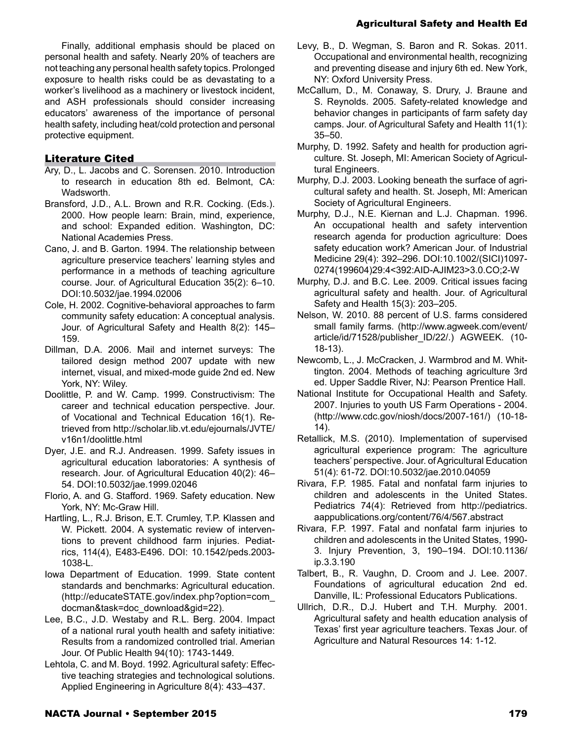Finally, additional emphasis should be placed on personal health and safety. Nearly 20% of teachers are not teaching any personal health safety topics. Prolonged exposure to health risks could be as devastating to a worker's livelihood as a machinery or livestock incident, and ASH professionals should consider increasing educators' awareness of the importance of personal health safety, including heat/cold protection and personal protective equipment.

## Literature Cited

Ary, D., L. Jacobs and C. Sorensen. 2010. Introduction to research in education 8th ed. Belmont, CA: Wadsworth.

Bransford, J.D., A.L. Brown and R.R. Cocking. (Eds.). 2000. How people learn: Brain, mind, experience, and school: Expanded edition. Washington, DC: National Academies Press.

Cano, J. and B. Garton. 1994. The relationship between agriculture preservice teachers' learning styles and performance in a methods of teaching agriculture course. Jour. of Agricultural Education 35(2): 6–10. DOI:10.5032/jae.1994.02006

Cole, H. 2002. Cognitive-behavioral approaches to farm community safety education: A conceptual analysis. Jour. of Agricultural Safety and Health 8(2): 145–159.

Dillman, D.A. 2006. Mail and internet surveys: The tailored design method 2007 update with new internet, visual, and mixed-mode guide 2nd ed. New York, NY: Wiley.

Doolittle, P. and W. Camp. 1999. Constructivism: The career and technical education perspective. Jour. of Vocational and Technical Education 16(1). Retrieved from http://scholar.lib.vt.edu/ejournals/JVTE/v16n1/doolittle.html

Dyer, J.E. and R.J. Andreasen. 1999. Safety issues in agricultural education laboratories: A synthesis of research. Jour. of Agricultural Education 40(2): 46–54. DOI:10.5032/jae.1999.02046

Florio, A. and G. Stafford. 1969. Safety education. New York, NY: Mc-Graw Hill.

Hartling, L., R.J. Brison, E.T. Crumley, T.P. Klassen and W. Pickett. 2004. A systematic review of interventions to prevent childhood farm injuries. Pediatrics, 114(4), E483-E496. DOI: 10.1542/peds.2003-1038-L.

Iowa Department of Education. 1999. State content standards and benchmarks: Agricultural education. (http://educateSTATE.gov/index.php?option=com_docman&task=doc_download&gid=22).

Lee, B.C., J.D. Westaby and R.L. Berg. 2004. Impact of a national rural youth health and safety initiative: Results from a randomized controlled trial. Amerian Jour. Of Public Health 94(10): 1743-1449.

Lehtola, C. and M. Boyd. 1992. Agricultural safety: Effective teaching strategies and technological solutions. Applied Engineering in Agriculture 8(4): 433–437.

Levy, B., D. Wegman, S. Baron and R. Sokas. 2011. Occupational and environmental health, recognizing and preventing disease and injury 6th ed. New York, NY: Oxford University Press.

McCallum, D., M. Conaway, S. Drury, J. Braune and S. Reynolds. 2005. Safety-related knowledge and behavior changes in participants of farm safety day camps. Jour. of Agricultural Safety and Health 11(1): 35–50.

Murphy, D. 1992. Safety and health for production agriculture. St. Joseph, MI: American Society of Agricultural Engineers.

Murphy, D.J. 2003. Looking beneath the surface of agricultural safety and health. St. Joseph, MI: American Society of Agricultural Engineers.

Murphy, D.J., N.E. Kiernan and L.J. Chapman. 1996. An occupational health and safety intervention research agenda for production agriculture: Does safety education work? American Jour. of Industrial Medicine 29(4): 392–296. DOI:10.1002/(SICI)1097-0274(199604)29:4<392:AID-AJIM23>3.0.CO;2-W

Murphy, D.J. and B.C. Lee. 2009. Critical issues facing agricultural safety and health. Jour. of Agricultural Safety and Health 15(3): 203–205.

Nelson, W. 2010. 88 percent of U.S. farms considered small family farms. (http://www.agweek.com/event/article/id/71528/publisher_ID/22/.) AGWEEK. (10-18-13).

Newcomb, L., J. McCracken, J. Warmbrod and M. Whittington. 2004. Methods of teaching agriculture 3rd ed. Upper Saddle River, NJ: Pearson Prentice Hall.

National Institute for Occupational Health and Safety. 2007. Injuries to youth US Farm Operations - 2004. (http://www.cdc.gov/niosh/docs/2007-161/) (10-18-14).

Retallick, M.S. (2010). Implementation of supervised agricultural experience program: The agriculture teachers' perspective. Jour. of Agricultural Education 51(4): 61-72. DOI:10.5032/jae.2010.04059

Rivara, F.P. 1985. Fatal and nonfatal farm injuries to children and adolescents in the United States. Pediatrics 74(4): Retrieved from http://pediatrics.aappublications.org/content/76/4/567.abstract

Rivara, F.P. 1997. Fatal and nonfatal farm injuries to children and adolescents in the United States, 1990-3. Injury Prevention, 3, 190–194. DOI:10.1136/ip.3.3.190

Talbert, B., R. Vaughn, D. Croom and J. Lee. 2007. Foundations of agricultural education 2nd ed. Danville, IL: Professional Educators Publications.

Ullrich, D.R., D.J. Hubert and T.H. Murphy. 2001. Agricultural safety and health education analysis of Texas' first year agriculture teachers. Texas Jour. of Agriculture and Natural Resources 14: 1-12.